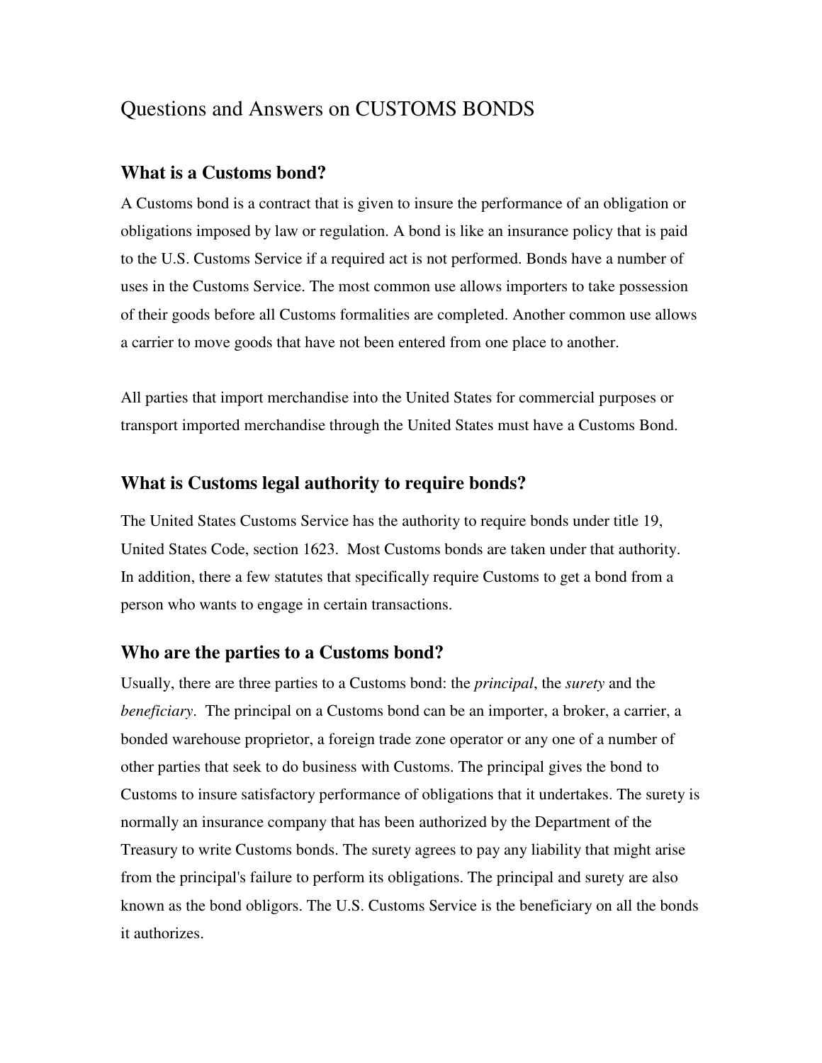# Questions and Answers on CUSTOMS BONDS

## What is a Customs bond?

A Customs bond is a contract that is given to insure the performance of an obligation or obligations imposed by law or regulation. A bond is like an insurance policy that is paid to the U.S. Customs Service if a required act is not performed. Bonds have a number of uses in the Customs Service. The most common use allows importers to take possession of their goods before all Customs formalities are completed. Another common use allows a carrier to move goods that have not been entered from one place to another.

All parties that import merchandise into the United States for commercial purposes or transport imported merchandise through the United States must have a Customs Bond.

## What is Customs legal authority to require bonds?

The United States Customs Service has the authority to require bonds under title 19, United States Code, section 1623. Most Customs bonds are taken under that authority. In addition, there a few statutes that specifically require Customs to get a bond from a person who wants to engage in certain transactions.

## Who are the parties to a Customs bond?

Usually, there are three parties to a Customs bond: the *principal*, the *surety* and the *beneficiary*. The principal on a Customs bond can be an importer, a broker, a carrier, a bonded warehouse proprietor, a foreign trade zone operator or any one of a number of other parties that seek to do business with Customs. The principal gives the bond to Customs to insure satisfactory performance of obligations that it undertakes. The surety is normally an insurance company that has been authorized by the Department of the Treasury to write Customs bonds. The surety agrees to pay any liability that might arise from the principal's failure to perform its obligations. The principal and surety are also known as the bond obligors. The U.S. Customs Service is the beneficiary on all the bonds it authorizes.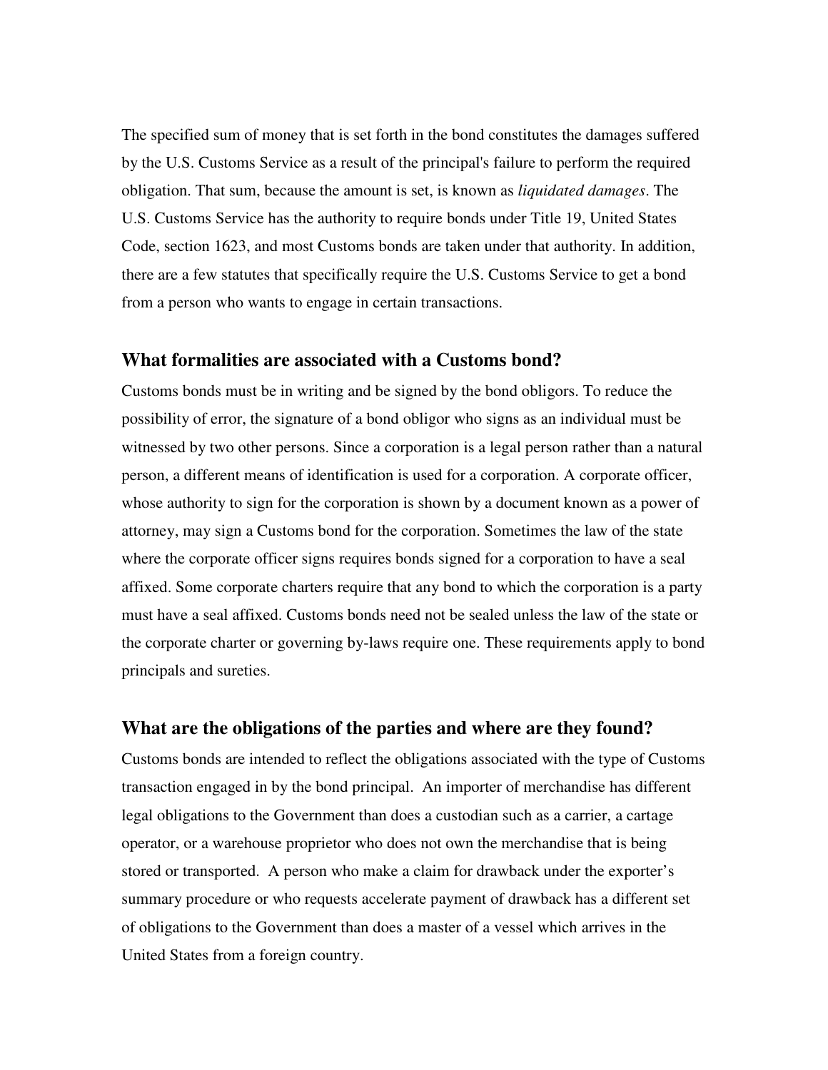The specified sum of money that is set forth in the bond constitutes the damages suffered by the U.S. Customs Service as a result of the principal's failure to perform the required obligation. That sum, because the amount is set, is known as *liquidated damages*. The U.S. Customs Service has the authority to require bonds under Title 19, United States Code, section 1623, and most Customs bonds are taken under that authority. In addition, there are a few statutes that specifically require the U.S. Customs Service to get a bond from a person who wants to engage in certain transactions.

## What formalities are associated with a Customs bond?

Customs bonds must be in writing and be signed by the bond obligors. To reduce the possibility of error, the signature of a bond obligor who signs as an individual must be witnessed by two other persons. Since a corporation is a legal person rather than a natural person, a different means of identification is used for a corporation. A corporate officer, whose authority to sign for the corporation is shown by a document known as a power of attorney, may sign a Customs bond for the corporation. Sometimes the law of the state where the corporate officer signs requires bonds signed for a corporation to have a seal affixed. Some corporate charters require that any bond to which the corporation is a party must have a seal affixed. Customs bonds need not be sealed unless the law of the state or the corporate charter or governing by-laws require one. These requirements apply to bond principals and sureties.

## What are the obligations of the parties and where are they found?

Customs bonds are intended to reflect the obligations associated with the type of Customs transaction engaged in by the bond principal. An importer of merchandise has different legal obligations to the Government than does a custodian such as a carrier, a cartage operator, or a warehouse proprietor who does not own the merchandise that is being stored or transported. A person who make a claim for drawback under the exporter's summary procedure or who requests accelerate payment of drawback has a different set of obligations to the Government than does a master of a vessel which arrives in the United States from a foreign country.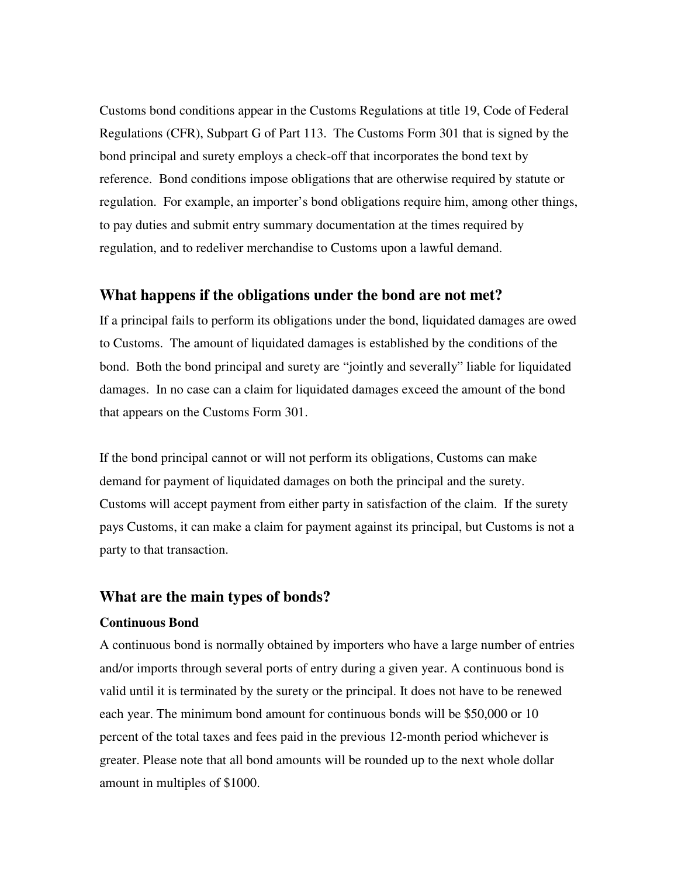Customs bond conditions appear in the Customs Regulations at title 19, Code of Federal Regulations (CFR), Subpart G of Part 113. The Customs Form 301 that is signed by the bond principal and surety employs a check-off that incorporates the bond text by reference. Bond conditions impose obligations that are otherwise required by statute or regulation. For example, an importer's bond obligations require him, among other things, to pay duties and submit entry summary documentation at the times required by regulation, and to redeliver merchandise to Customs upon a lawful demand.

## What happens if the obligations under the bond are not met?

If a principal fails to perform its obligations under the bond, liquidated damages are owed to Customs. The amount of liquidated damages is established by the conditions of the bond. Both the bond principal and surety are "jointly and severally" liable for liquidated damages. In no case can a claim for liquidated damages exceed the amount of the bond that appears on the Customs Form 301.

If the bond principal cannot or will not perform its obligations, Customs can make demand for payment of liquidated damages on both the principal and the surety. Customs will accept payment from either party in satisfaction of the claim. If the surety pays Customs, it can make a claim for payment against its principal, but Customs is not a party to that transaction.

## What are the main types of bonds?

### Continuous Bond

A continuous bond is normally obtained by importers who have a large number of entries and/or imports through several ports of entry during a given year. A continuous bond is valid until it is terminated by the surety or the principal. It does not have to be renewed each year. The minimum bond amount for continuous bonds will be $50,000 or 10 percent of the total taxes and fees paid in the previous 12-month period whichever is greater. Please note that all bond amounts will be rounded up to the next whole dollar amount in multiples of $1000.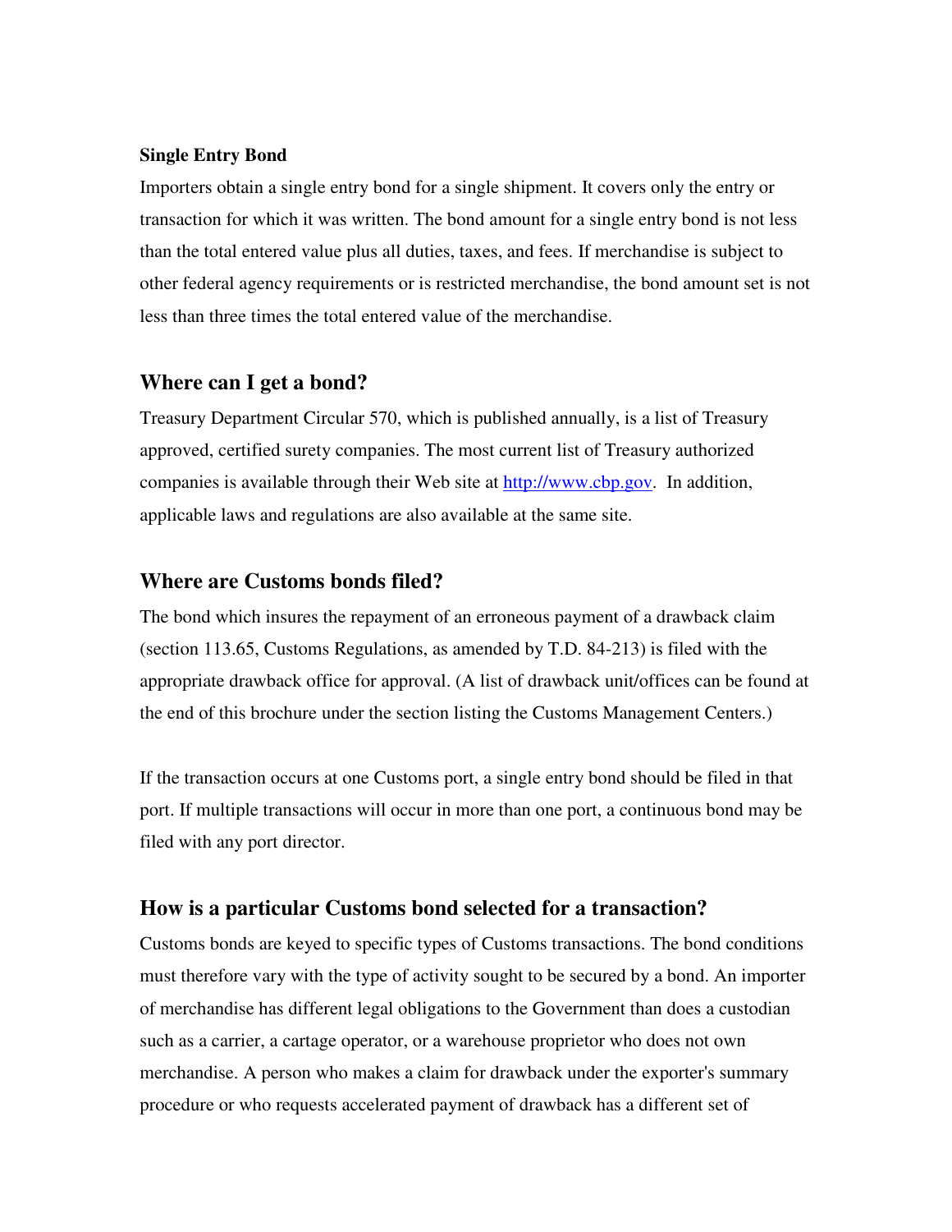**Single Entry Bond**

Importers obtain a single entry bond for a single shipment. It covers only the entry or transaction for which it was written. The bond amount for a single entry bond is not less than the total entered value plus all duties, taxes, and fees. If merchandise is subject to other federal agency requirements or is restricted merchandise, the bond amount set is not less than three times the total entered value of the merchandise.

## Where can I get a bond?

Treasury Department Circular 570, which is published annually, is a list of Treasury approved, certified surety companies. The most current list of Treasury authorized companies is available through their Web site at [http://www.cbp.gov](http://www.cbp.gov). In addition, applicable laws and regulations are also available at the same site.

## Where are Customs bonds filed?

The bond which insures the repayment of an erroneous payment of a drawback claim (section 113.65, Customs Regulations, as amended by T.D. 84-213) is filed with the appropriate drawback office for approval. (A list of drawback unit/offices can be found at the end of this brochure under the section listing the Customs Management Centers.)

If the transaction occurs at one Customs port, a single entry bond should be filed in that port. If multiple transactions will occur in more than one port, a continuous bond may be filed with any port director.

## How is a particular Customs bond selected for a transaction?

Customs bonds are keyed to specific types of Customs transactions. The bond conditions must therefore vary with the type of activity sought to be secured by a bond. An importer of merchandise has different legal obligations to the Government than does a custodian such as a carrier, a cartage operator, or a warehouse proprietor who does not own merchandise. A person who makes a claim for drawback under the exporter's summary procedure or who requests accelerated payment of drawback has a different set of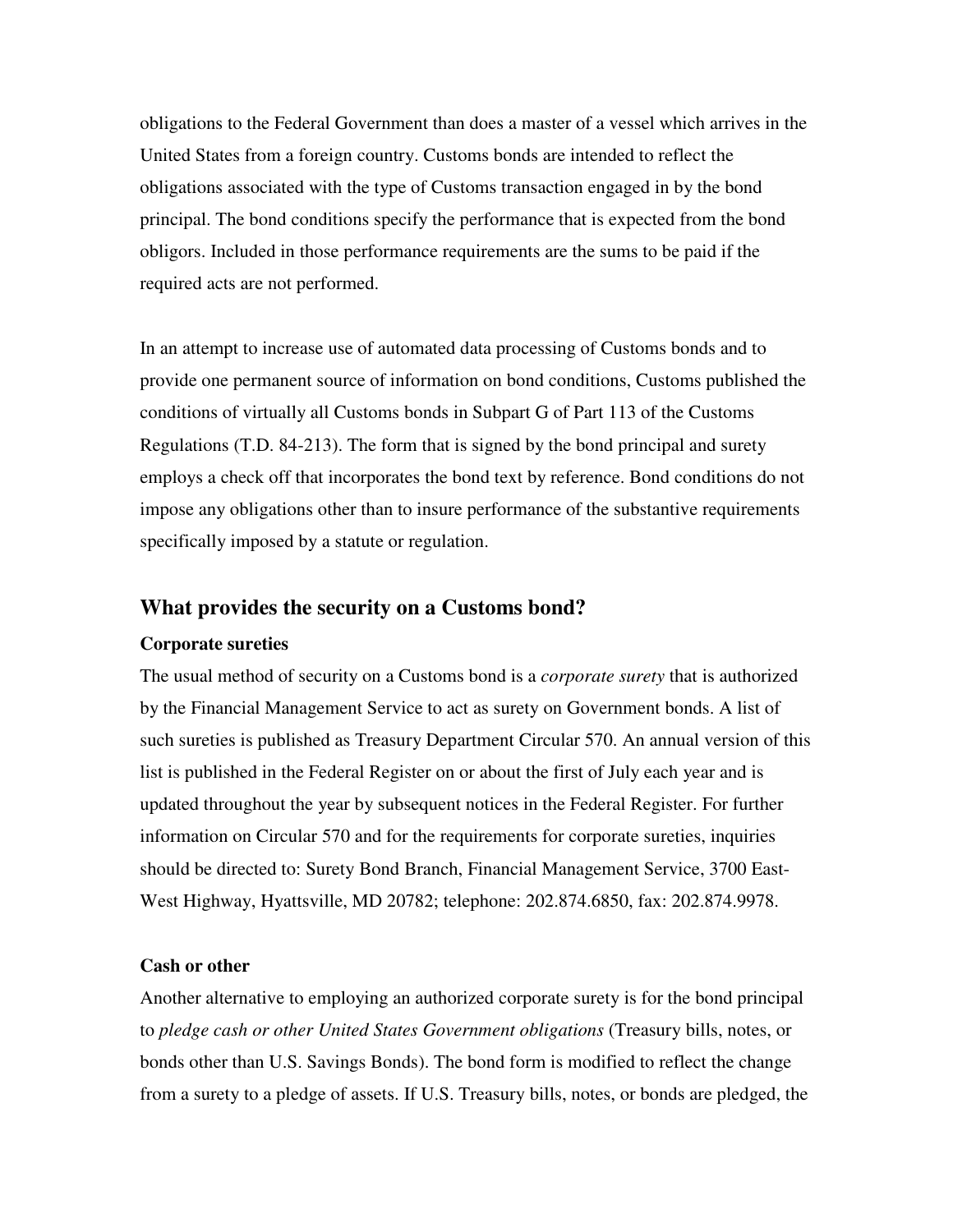obligations to the Federal Government than does a master of a vessel which arrives in the United States from a foreign country. Customs bonds are intended to reflect the obligations associated with the type of Customs transaction engaged in by the bond principal. The bond conditions specify the performance that is expected from the bond obligors. Included in those performance requirements are the sums to be paid if the required acts are not performed.

In an attempt to increase use of automated data processing of Customs bonds and to provide one permanent source of information on bond conditions, Customs published the conditions of virtually all Customs bonds in Subpart G of Part 113 of the Customs Regulations (T.D. 84-213). The form that is signed by the bond principal and surety employs a check off that incorporates the bond text by reference. Bond conditions do not impose any obligations other than to insure performance of the substantive requirements specifically imposed by a statute or regulation.

## What provides the security on a Customs bond?

### Corporate sureties

The usual method of security on a Customs bond is a *corporate surety* that is authorized by the Financial Management Service to act as surety on Government bonds. A list of such sureties is published as Treasury Department Circular 570. An annual version of this list is published in the Federal Register on or about the first of July each year and is updated throughout the year by subsequent notices in the Federal Register. For further information on Circular 570 and for the requirements for corporate sureties, inquiries should be directed to: Surety Bond Branch, Financial Management Service, 3700 East-West Highway, Hyattsville, MD 20782; telephone: 202.874.6850, fax: 202.874.9978.

### Cash or other

Another alternative to employing an authorized corporate surety is for the bond principal to *pledge cash or other United States Government obligations* (Treasury bills, notes, or bonds other than U.S. Savings Bonds). The bond form is modified to reflect the change from a surety to a pledge of assets. If U.S. Treasury bills, notes, or bonds are pledged, the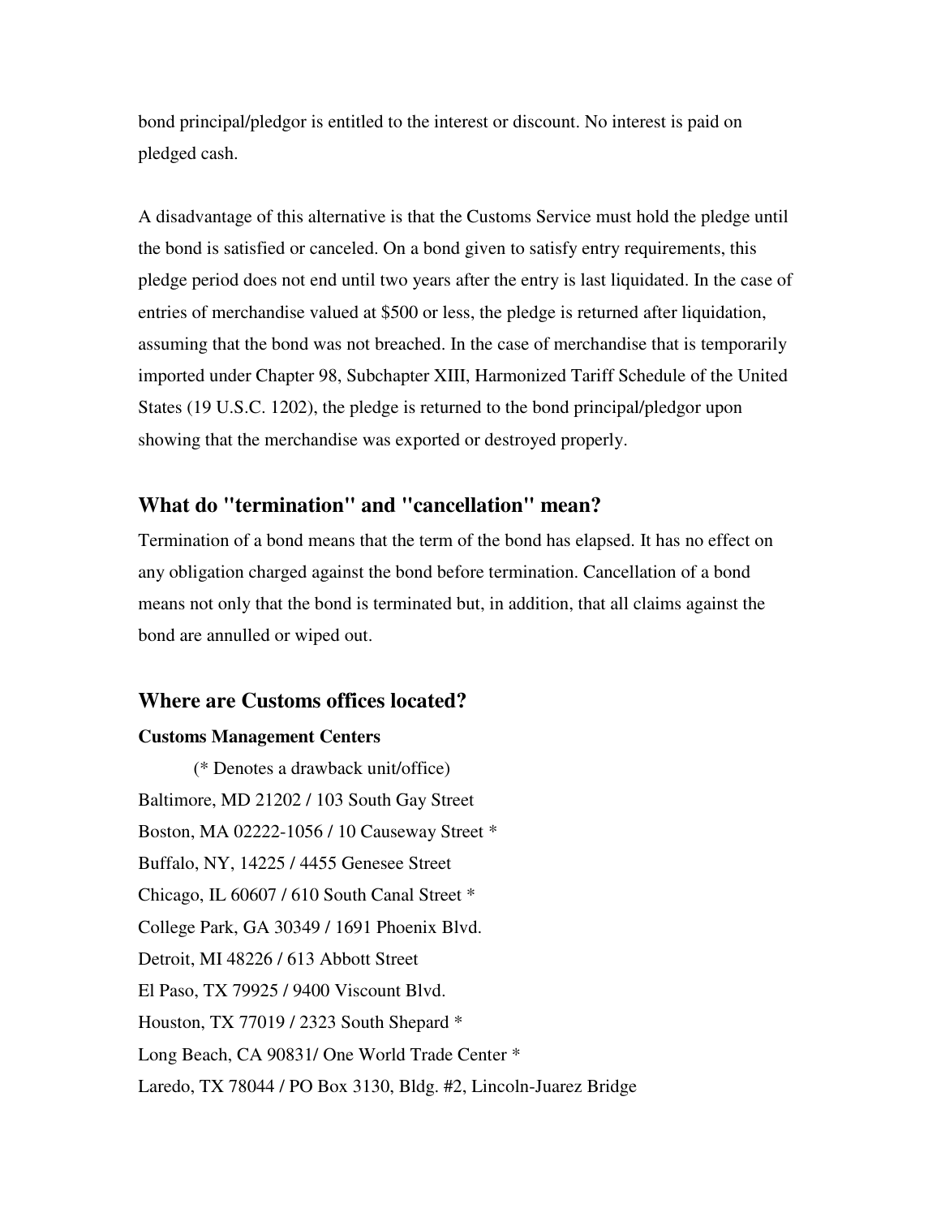bond principal/pledgor is entitled to the interest or discount. No interest is paid on pledged cash.

A disadvantage of this alternative is that the Customs Service must hold the pledge until the bond is satisfied or canceled. On a bond given to satisfy entry requirements, this pledge period does not end until two years after the entry is last liquidated. In the case of entries of merchandise valued at $500 or less, the pledge is returned after liquidation, assuming that the bond was not breached. In the case of merchandise that is temporarily imported under Chapter 98, Subchapter XIII, Harmonized Tariff Schedule of the United States (19 U.S.C. 1202), the pledge is returned to the bond principal/pledgor upon showing that the merchandise was exported or destroyed properly.

## What do "termination" and "cancellation" mean?

Termination of a bond means that the term of the bond has elapsed. It has no effect on any obligation charged against the bond before termination. Cancellation of a bond means not only that the bond is terminated but, in addition, that all claims against the bond are annulled or wiped out.

## Where are Customs offices located?

### Customs Management Centers

(* Denotes a drawback unit/office)

Baltimore, MD 21202 / 103 South Gay Street
Boston, MA 02222-1056 / 10 Causeway Street *
Buffalo, NY, 14225 / 4455 Genesee Street
Chicago, IL 60607 / 610 South Canal Street *
College Park, GA 30349 / 1691 Phoenix Blvd.
Detroit, MI 48226 / 613 Abbott Street
El Paso, TX 79925 / 9400 Viscount Blvd.
Houston, TX 77019 / 2323 South Shepard *
Long Beach, CA 90831/ One World Trade Center *
Laredo, TX 78044 / PO Box 3130, Bldg. #2, Lincoln-Juarez Bridge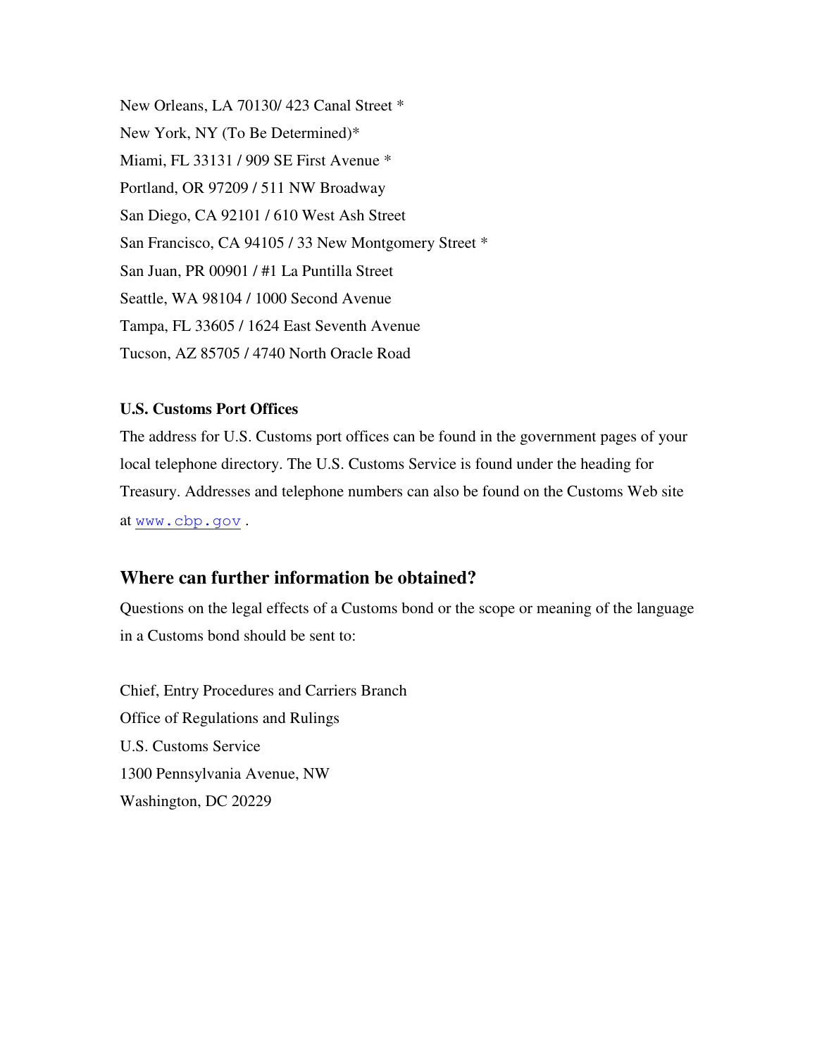New Orleans, LA 70130/ 423 Canal Street *

New York, NY (To Be Determined)*

Miami, FL 33131 / 909 SE First Avenue *

Portland, OR 97209 / 511 NW Broadway

San Diego, CA 92101 / 610 West Ash Street

San Francisco, CA 94105 / 33 New Montgomery Street *

San Juan, PR 00901 / #1 La Puntilla Street

Seattle, WA 98104 / 1000 Second Avenue

Tampa, FL 33605 / 1624 East Seventh Avenue

Tucson, AZ 85705 / 4740 North Oracle Road

**U.S. Customs Port Offices**

The address for U.S. Customs port offices can be found in the government pages of your local telephone directory. The U.S. Customs Service is found under the heading for Treasury. Addresses and telephone numbers can also be found on the Customs Web site at www.cbp.gov .

## Where can further information be obtained?

Questions on the legal effects of a Customs bond or the scope or meaning of the language in a Customs bond should be sent to:

Chief, Entry Procedures and Carriers Branch
Office of Regulations and Rulings
U.S. Customs Service
1300 Pennsylvania Avenue, NW
Washington, DC 20229